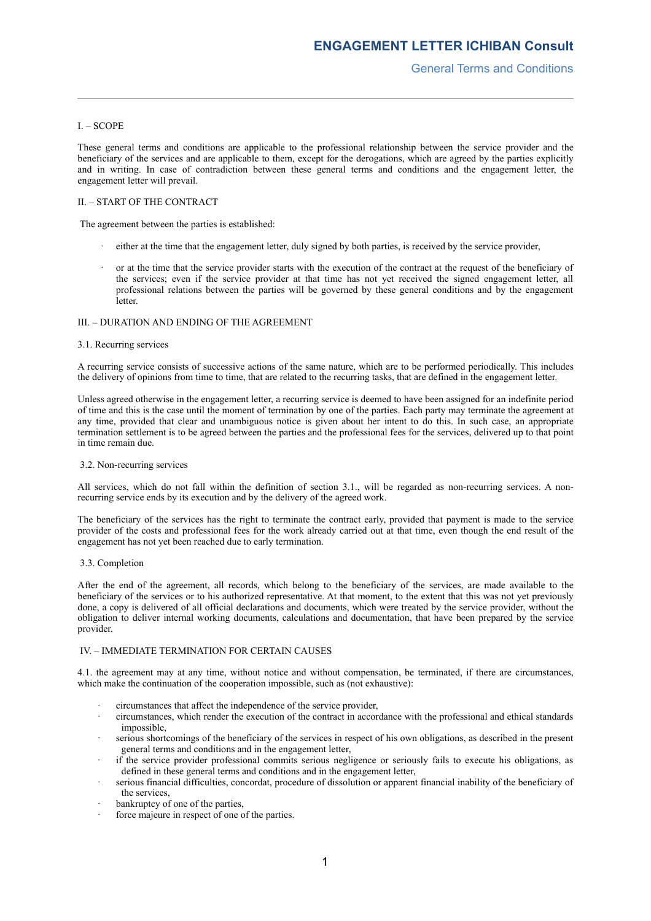# ENGAGEMENT LETTER ICHIBAN Consult

## General Terms and Conditions

I. – SCOPE

These general terms and conditions are applicable to the professional relationship between the service provider and the beneficiary of the services and are applicable to them, except for the derogations, which are agreed by the parties explicitly and in writing. In case of contradiction between these general terms and conditions and the engagement letter, the engagement letter will prevail.

II. – START OF THE CONTRACT

The agreement between the parties is established:

- either at the time that the engagement letter, duly signed by both parties, is received by the service provider,
- or at the time that the service provider starts with the execution of the contract at the request of the beneficiary of the services; even if the service provider at that time has not yet received the signed engagement letter, all professional relations between the parties will be governed by these general conditions and by the engagement letter.

III. – DURATION AND ENDING OF THE AGREEMENT

3.1. Recurring services

A recurring service consists of successive actions of the same nature, which are to be performed periodically. This includes the delivery of opinions from time to time, that are related to the recurring tasks, that are defined in the engagement letter.

Unless agreed otherwise in the engagement letter, a recurring service is deemed to have been assigned for an indefinite period of time and this is the case until the moment of termination by one of the parties. Each party may terminate the agreement at any time, provided that clear and unambiguous notice is given about her intent to do this. In such case, an appropriate termination settlement is to be agreed between the parties and the professional fees for the services, delivered up to that point in time remain due.

3.2. Non-recurring services

All services, which do not fall within the definition of section 3.1., will be regarded as non-recurring services. A non-recurring service ends by its execution and by the delivery of the agreed work.

The beneficiary of the services has the right to terminate the contract early, provided that payment is made to the service provider of the costs and professional fees for the work already carried out at that time, even though the end result of the engagement has not yet been reached due to early termination.

3.3. Completion

After the end of the agreement, all records, which belong to the beneficiary of the services, are made available to the beneficiary of the services or to his authorized representative. At that moment, to the extent that this was not yet previously done, a copy is delivered of all official declarations and documents, which were treated by the service provider, without the obligation to deliver internal working documents, calculations and documentation, that have been prepared by the service provider.

IV. – IMMEDIATE TERMINATION FOR CERTAIN CAUSES

4.1. the agreement may at any time, without notice and without compensation, be terminated, if there are circumstances, which make the continuation of the cooperation impossible, such as (not exhaustive):

- circumstances that affect the independence of the service provider,
- circumstances, which render the execution of the contract in accordance with the professional and ethical standards impossible,
- serious shortcomings of the beneficiary of the services in respect of his own obligations, as described in the present general terms and conditions and in the engagement letter,
- if the service provider professional commits serious negligence or seriously fails to execute his obligations, as defined in these general terms and conditions and in the engagement letter,
- serious financial difficulties, concordat, procedure of dissolution or apparent financial inability of the beneficiary of the services,
- bankruptcy of one of the parties,
- force majeure in respect of one of the parties.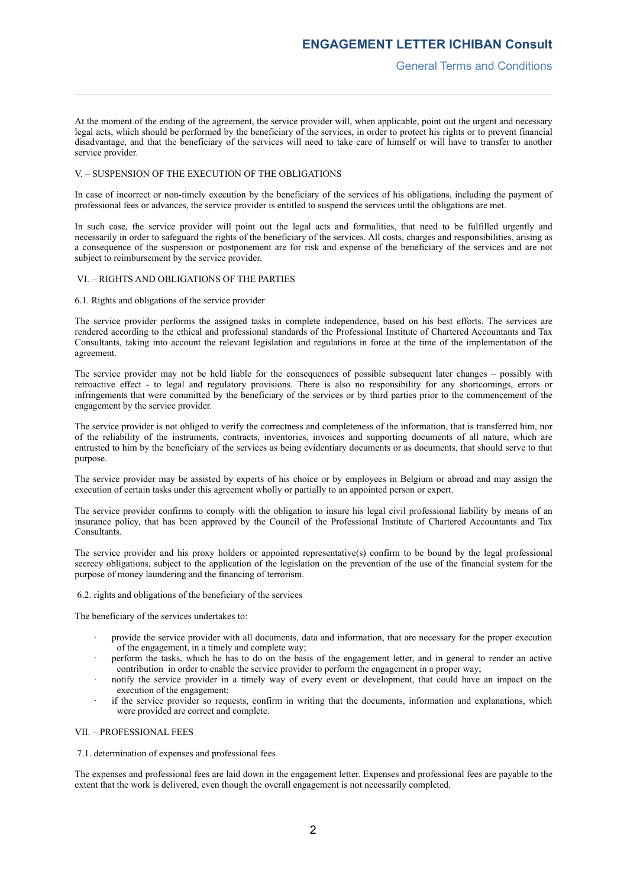At the moment of the ending of the agreement, the service provider will, when applicable, point out the urgent and necessary legal acts, which should be performed by the beneficiary of the services, in order to protect his rights or to prevent financial disadvantage, and that the beneficiary of the services will need to take care of himself or will have to transfer to another service provider.

## V. – SUSPENSION OF THE EXECUTION OF THE OBLIGATIONS

In case of incorrect or non-timely execution by the beneficiary of the services of his obligations, including the payment of professional fees or advances, the service provider is entitled to suspend the services until the obligations are met.

In such case, the service provider will point out the legal acts and formalities, that need to be fulfilled urgently and necessarily in order to safeguard the rights of the beneficiary of the services. All costs, charges and responsibilities, arising as a consequence of the suspension or postponement are for risk and expense of the beneficiary of the services and are not subject to reimbursement by the service provider.

## VI. – RIGHTS AND OBLIGATIONS OF THE PARTIES

### 6.1. Rights and obligations of the service provider

The service provider performs the assigned tasks in complete independence, based on his best efforts. The services are rendered according to the ethical and professional standards of the Professional Institute of Chartered Accountants and Tax Consultants, taking into account the relevant legislation and regulations in force at the time of the implementation of the agreement.

The service provider may not be held liable for the consequences of possible subsequent later changes – possibly with retroactive effect - to legal and regulatory provisions. There is also no responsibility for any shortcomings, errors or infringements that were committed by the beneficiary of the services or by third parties prior to the commencement of the engagement by the service provider.

The service provider is not obliged to verify the correctness and completeness of the information, that is transferred him, nor of the reliability of the instruments, contracts, inventories, invoices and supporting documents of all nature, which are entrusted to him by the beneficiary of the services as being evidentiary documents or as documents, that should serve to that purpose.

The service provider may be assisted by experts of his choice or by employees in Belgium or abroad and may assign the execution of certain tasks under this agreement wholly or partially to an appointed person or expert.

The service provider confirms to comply with the obligation to insure his legal civil professional liability by means of an insurance policy, that has been approved by the Council of the Professional Institute of Chartered Accountants and Tax Consultants.

The service provider and his proxy holders or appointed representative(s) confirm to be bound by the legal professional secrecy obligations, subject to the application of the legislation on the prevention of the use of the financial system for the purpose of money laundering and the financing of terrorism.

### 6.2. rights and obligations of the beneficiary of the services

The beneficiary of the services undertakes to:

- provide the service provider with all documents, data and information, that are necessary for the proper execution of the engagement, in a timely and complete way;
- perform the tasks, which he has to do on the basis of the engagement letter, and in general to render an active contribution in order to enable the service provider to perform the engagement in a proper way;
- notify the service provider in a timely way of every event or development, that could have an impact on the execution of the engagement;
- if the service provider so requests, confirm in writing that the documents, information and explanations, which were provided are correct and complete.

## VII. – PROFESSIONAL FEES

### 7.1. determination of expenses and professional fees

The expenses and professional fees are laid down in the engagement letter. Expenses and professional fees are payable to the extent that the work is delivered, even though the overall engagement is not necessarily completed.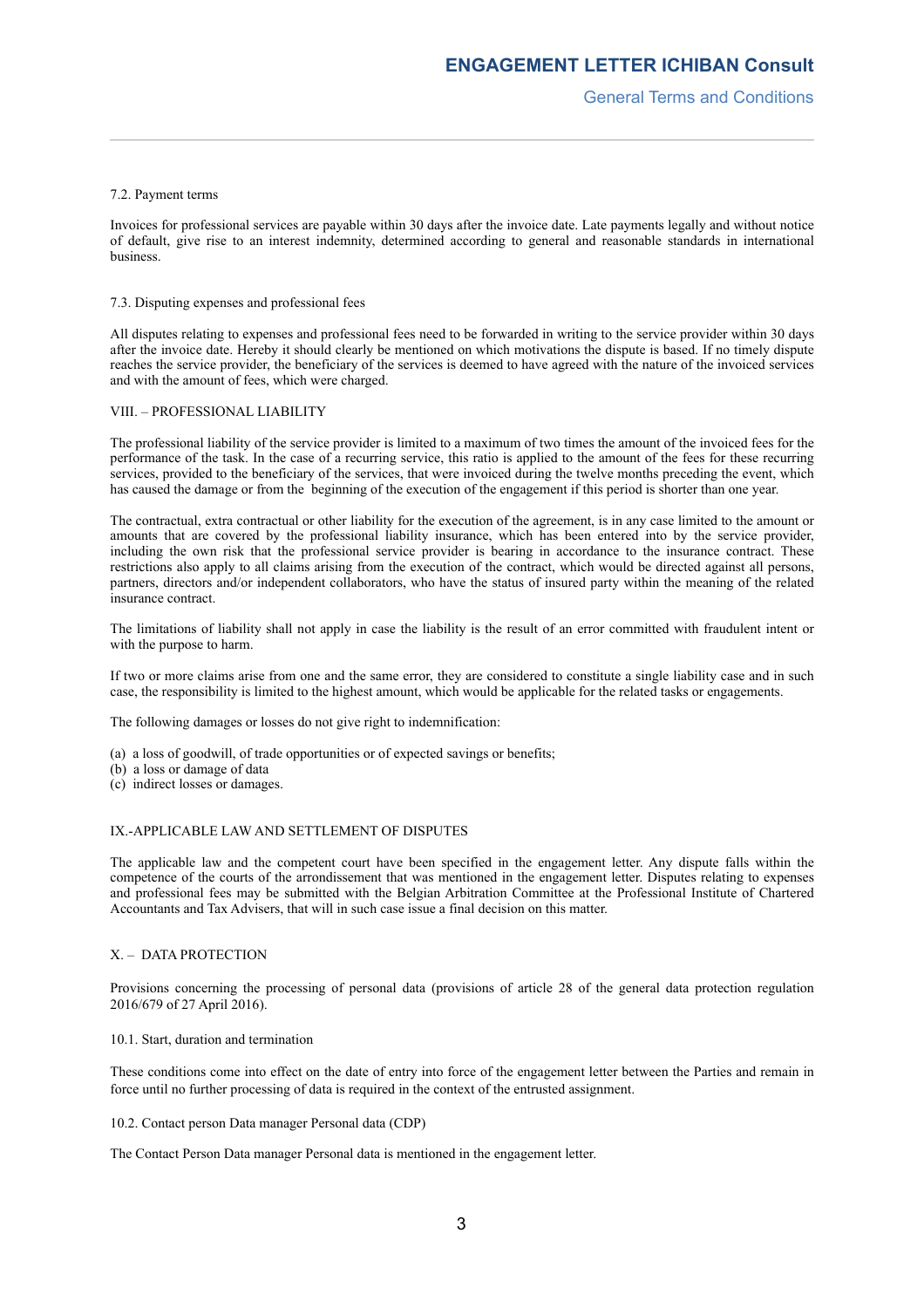7.2. Payment terms

Invoices for professional services are payable within 30 days after the invoice date. Late payments legally and without notice of default, give rise to an interest indemnity, determined according to general and reasonable standards in international business.

7.3. Disputing expenses and professional fees

All disputes relating to expenses and professional fees need to be forwarded in writing to the service provider within 30 days after the invoice date. Hereby it should clearly be mentioned on which motivations the dispute is based. If no timely dispute reaches the service provider, the beneficiary of the services is deemed to have agreed with the nature of the invoiced services and with the amount of fees, which were charged.

## VIII. – PROFESSIONAL LIABILITY

The professional liability of the service provider is limited to a maximum of two times the amount of the invoiced fees for the performance of the task. In the case of a recurring service, this ratio is applied to the amount of the fees for these recurring services, provided to the beneficiary of the services, that were invoiced during the twelve months preceding the event, which has caused the damage or from the beginning of the execution of the engagement if this period is shorter than one year.

The contractual, extra contractual or other liability for the execution of the agreement, is in any case limited to the amount or amounts that are covered by the professional liability insurance, which has been entered into by the service provider, including the own risk that the professional service provider is bearing in accordance to the insurance contract. These restrictions also apply to all claims arising from the execution of the contract, which would be directed against all persons, partners, directors and/or independent collaborators, who have the status of insured party within the meaning of the related insurance contract.

The limitations of liability shall not apply in case the liability is the result of an error committed with fraudulent intent or with the purpose to harm.

If two or more claims arise from one and the same error, they are considered to constitute a single liability case and in such case, the responsibility is limited to the highest amount, which would be applicable for the related tasks or engagements.

The following damages or losses do not give right to indemnification:

(a) a loss of goodwill, of trade opportunities or of expected savings or benefits;
(b) a loss or damage of data
(c) indirect losses or damages.

## IX.-APPLICABLE LAW AND SETTLEMENT OF DISPUTES

The applicable law and the competent court have been specified in the engagement letter. Any dispute falls within the competence of the courts of the arrondissement that was mentioned in the engagement letter. Disputes relating to expenses and professional fees may be submitted with the Belgian Arbitration Committee at the Professional Institute of Chartered Accountants and Tax Advisers, that will in such case issue a final decision on this matter.

## X. – DATA PROTECTION

Provisions concerning the processing of personal data (provisions of article 28 of the general data protection regulation 2016/679 of 27 April 2016).

10.1. Start, duration and termination

These conditions come into effect on the date of entry into force of the engagement letter between the Parties and remain in force until no further processing of data is required in the context of the entrusted assignment.

10.2. Contact person Data manager Personal data (CDP)

The Contact Person Data manager Personal data is mentioned in the engagement letter.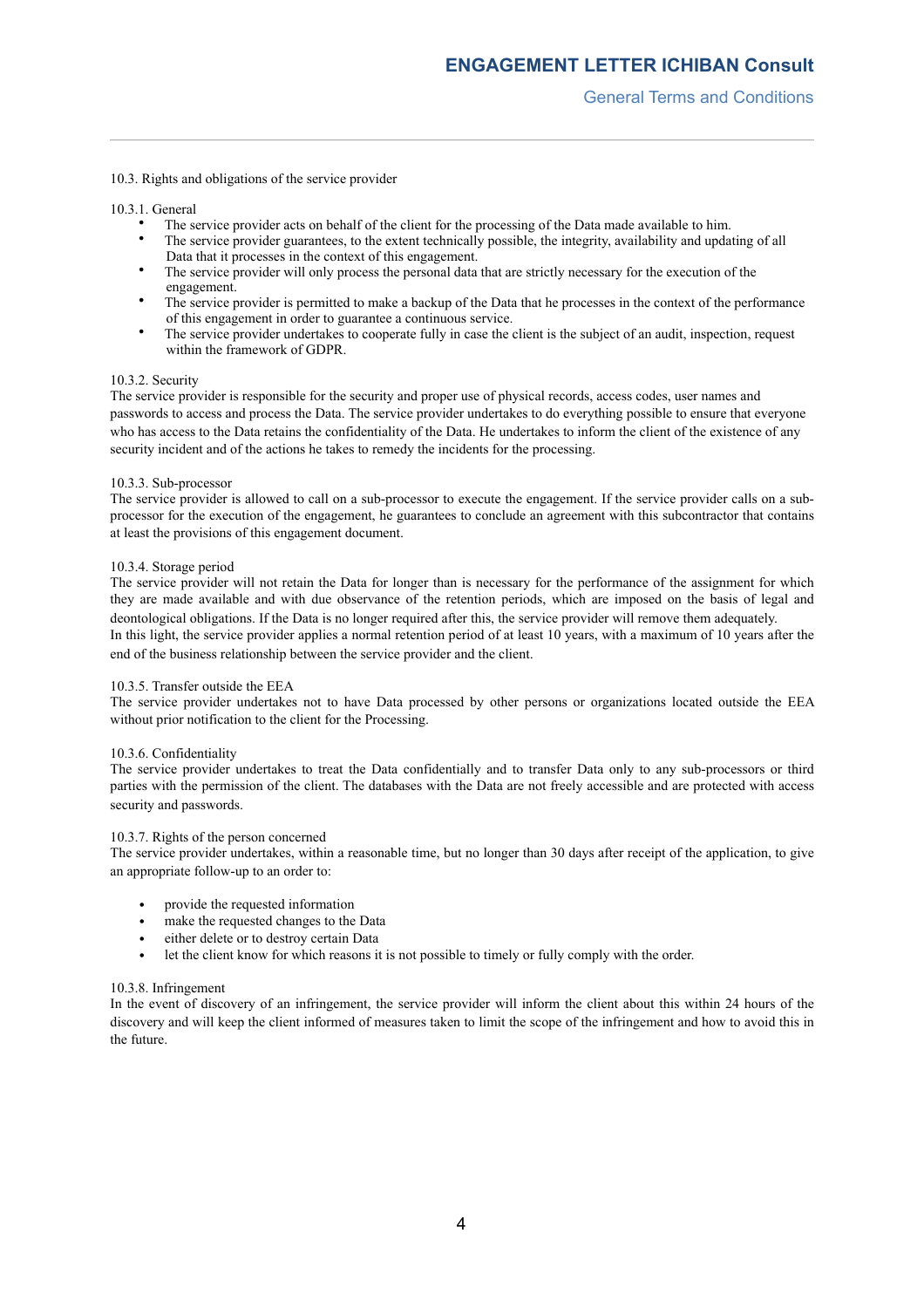10.3. Rights and obligations of the service provider

10.3.1. General

- The service provider acts on behalf of the client for the processing of the Data made available to him.
- The service provider guarantees, to the extent technically possible, the integrity, availability and updating of all Data that it processes in the context of this engagement.
- The service provider will only process the personal data that are strictly necessary for the execution of the engagement.
- The service provider is permitted to make a backup of the Data that he processes in the context of the performance of this engagement in order to guarantee a continuous service.
- The service provider undertakes to cooperate fully in case the client is the subject of an audit, inspection, request within the framework of GDPR.

10.3.2. Security

The service provider is responsible for the security and proper use of physical records, access codes, user names and passwords to access and process the Data. The service provider undertakes to do everything possible to ensure that everyone who has access to the Data retains the confidentiality of the Data. He undertakes to inform the client of the existence of any security incident and of the actions he takes to remedy the incidents for the processing.

10.3.3. Sub-processor

The service provider is allowed to call on a sub-processor to execute the engagement. If the service provider calls on a sub-processor for the execution of the engagement, he guarantees to conclude an agreement with this subcontractor that contains at least the provisions of this engagement document.

10.3.4. Storage period

The service provider will not retain the Data for longer than is necessary for the performance of the assignment for which they are made available and with due observance of the retention periods, which are imposed on the basis of legal and deontological obligations. If the Data is no longer required after this, the service provider will remove them adequately.
In this light, the service provider applies a normal retention period of at least 10 years, with a maximum of 10 years after the end of the business relationship between the service provider and the client.

10.3.5. Transfer outside the EEA

The service provider undertakes not to have Data processed by other persons or organizations located outside the EEA without prior notification to the client for the Processing.

10.3.6. Confidentiality

The service provider undertakes to treat the Data confidentially and to transfer Data only to any sub-processors or third parties with the permission of the client. The databases with the Data are not freely accessible and are protected with access security and passwords.

10.3.7. Rights of the person concerned

The service provider undertakes, within a reasonable time, but no longer than 30 days after receipt of the application, to give an appropriate follow-up to an order to:

- provide the requested information
- make the requested changes to the Data
- either delete or to destroy certain Data
- let the client know for which reasons it is not possible to timely or fully comply with the order.

10.3.8. Infringement

In the event of discovery of an infringement, the service provider will inform the client about this within 24 hours of the discovery and will keep the client informed of measures taken to limit the scope of the infringement and how to avoid this in the future.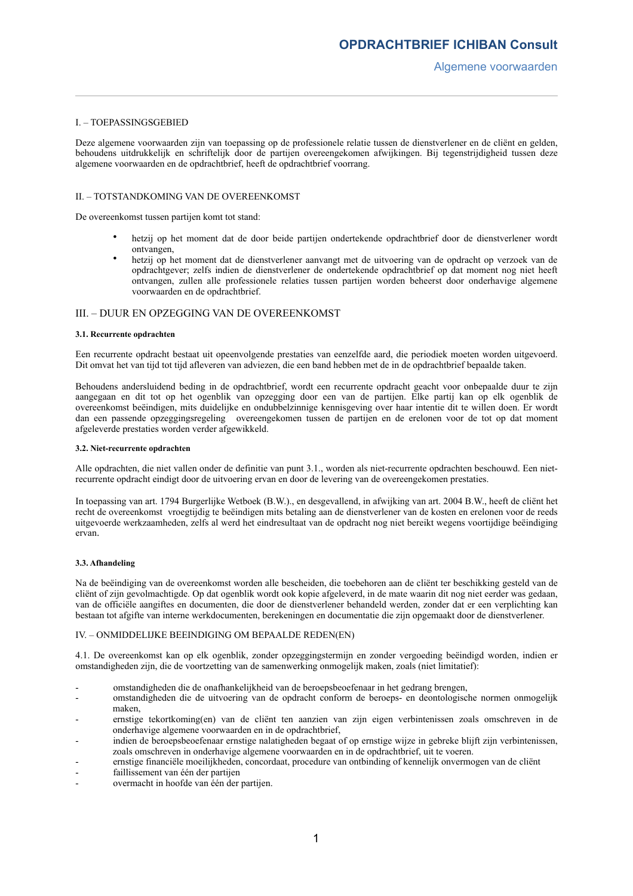# OPDRACHTBRIEF ICHIBAN Consult

## Algemene voorwaarden

I. – TOEPASSINGSGEBIED

Deze algemene voorwaarden zijn van toepassing op de professionele relatie tussen de dienstverlener en de cliënt en gelden, behoudens uitdrukkelijk en schriftelijk door de partijen overeengekomen afwijkingen. Bij tegenstrijdigheid tussen deze algemene voorwaarden en de opdrachtbrief, heeft de opdrachtbrief voorrang.

II. – TOTSTANDKOMING VAN DE OVEREENKOMST

De overeenkomst tussen partijen komt tot stand:

- hetzij op het moment dat de door beide partijen ondertekende opdrachtbrief door de dienstverlener wordt ontvangen,
- hetzij op het moment dat de dienstverlener aanvangt met de uitvoering van de opdracht op verzoek van de opdrachtgever; zelfs indien de dienstverlener de ondertekende opdrachtbrief op dat moment nog niet heeft ontvangen, zullen alle professionele relaties tussen partijen worden beheerst door onderhavige algemene voorwaarden en de opdrachtbrief.

III. – DUUR EN OPZEGGING VAN DE OVEREENKOMST

**3.1. Recurrente opdrachten**

Een recurrente opdracht bestaat uit opeenvolgende prestaties van eenzelfde aard, die periodiek moeten worden uitgevoerd. Dit omvat het van tijd tot tijd afleveren van adviezen, die een band hebben met de in de opdrachtbrief bepaalde taken.

Behoudens andersluidend beding in de opdrachtbrief, wordt een recurrente opdracht geacht voor onbepaalde duur te zijn aangegaan en dit tot op het ogenblik van opzegging door een van de partijen. Elke partij kan op elk ogenblik de overeenkomst beëindigen, mits duidelijke en ondubbelzinnige kennisgeving over haar intentie dit te willen doen. Er wordt dan een passende opzeggingsregeling overeengekomen tussen de partijen en de erelonen voor de tot op dat moment afgeleverde prestaties worden verder afgewikkeld.

**3.2. Niet-recurrente opdrachten**

Alle opdrachten, die niet vallen onder de definitie van punt 3.1., worden als niet-recurrente opdrachten beschouwd. Een niet-recurrente opdracht eindigt door de uitvoering ervan en door de levering van de overeengekomen prestaties.

In toepassing van art. 1794 Burgerlijke Wetboek (B.W.)., en desgevallend, in afwijking van art. 2004 B.W., heeft de cliënt het recht de overeenkomst vroegtijdig te beëindigen mits betaling aan de dienstverlener van de kosten en erelonen voor de reeds uitgevoerde werkzaamheden, zelfs al werd het eindresultaat van de opdracht nog niet bereikt wegens voortijdige beëindiging ervan.

**3.3. Afhandeling**

Na de beëindiging van de overeenkomst worden alle bescheiden, die toebehoren aan de cliënt ter beschikking gesteld van de cliënt of zijn gevolmachtigde. Op dat ogenblik wordt ook kopie afgeleverd, in de mate waarin dit nog niet eerder was gedaan, van de officiële aangiftes en documenten, die door de dienstverlener behandeld werden, zonder dat er een verplichting kan bestaan tot afgifte van interne werkdocumenten, berekeningen en documentatie die zijn opgemaakt door de dienstverlener.

IV. – ONMIDDELIJKE BEEINDIGING OM BEPAALDE REDEN(EN)

4.1. De overeenkomst kan op elk ogenblik, zonder opzeggingstermijn en zonder vergoeding beëindigd worden, indien er omstandigheden zijn, die de voortzetting van de samenwerking onmogelijk maken, zoals (niet limitatief):

- omstandigheden die de onafhankelijkheid van de beroepsbeoefenaar in het gedrang brengen,
- omstandigheden die de uitvoering van de opdracht conform de beroeps- en deontologische normen onmogelijk maken,
- ernstige tekortkoming(en) van de cliënt ten aanzien van zijn eigen verbintenissen zoals omschreven in de onderhavige algemene voorwaarden en in de opdrachtbrief,
- indien de beroepsbeoefenaar ernstige nalatigheden begaat of op ernstige wijze in gebreke blijft zijn verbintenissen, zoals omschreven in onderhavige algemene voorwaarden en in de opdrachtbrief, uit te voeren.
- ernstige financiële moeilijkheden, concordaat, procedure van ontbinding of kennelijk onvermogen van de cliënt
- faillissement van één der partijen
- overmacht in hoofde van één der partijen.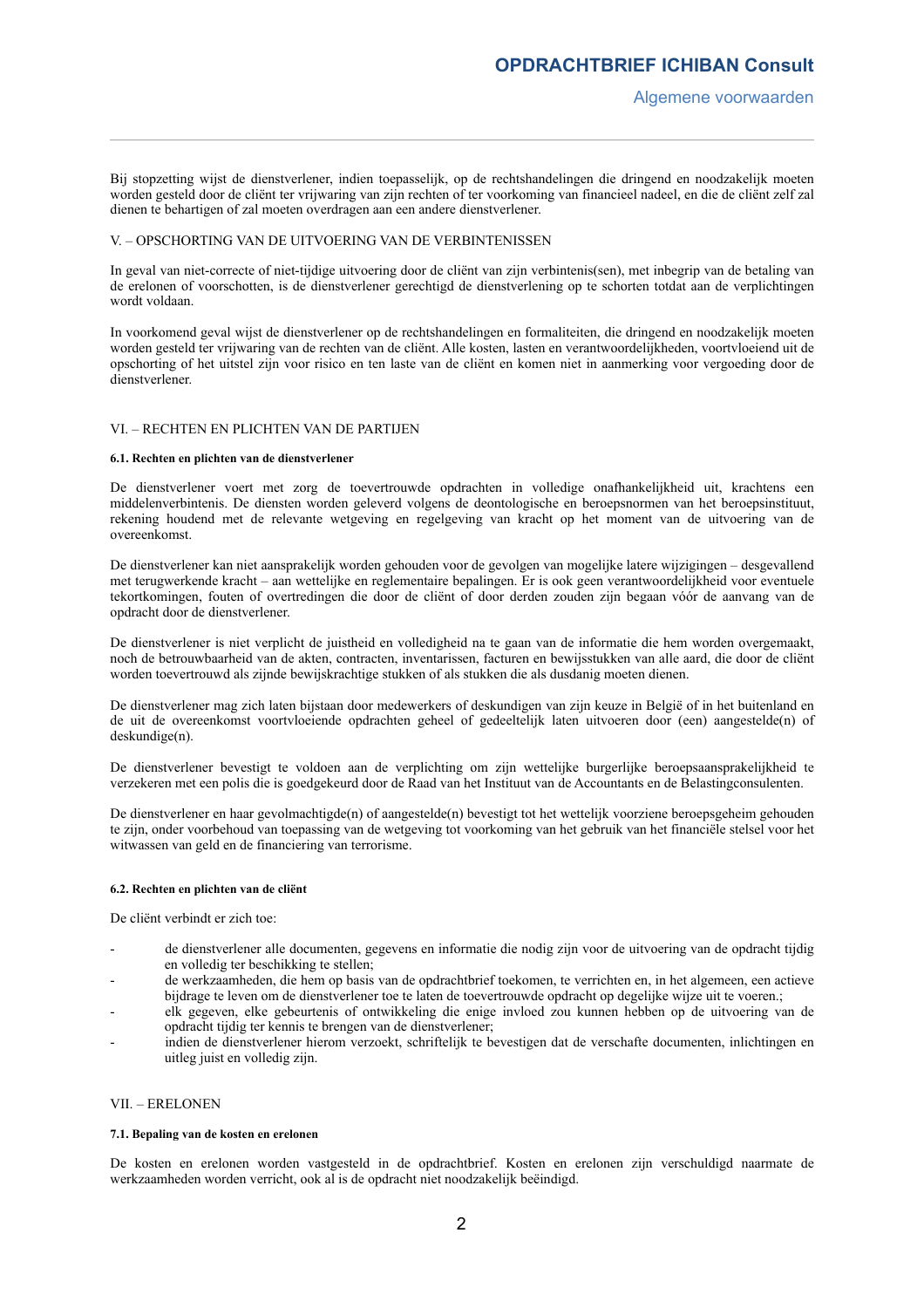Bij stopzetting wijst de dienstverlener, indien toepasselijk, op de rechtshandelingen die dringend en noodzakelijk moeten worden gesteld door de cliënt ter vrijwaring van zijn rechten of ter voorkoming van financieel nadeel, en die de cliënt zelf zal dienen te behartigen of zal moeten overdragen aan een andere dienstverlener.

## V. – OPSCHORTING VAN DE UITVOERING VAN DE VERBINTENISSEN

In geval van niet-correcte of niet-tijdige uitvoering door de cliënt van zijn verbintenis(sen), met inbegrip van de betaling van de erelonen of voorschotten, is de dienstverlener gerechtigd de dienstverlening op te schorten totdat aan de verplichtingen wordt voldaan.

In voorkomend geval wijst de dienstverlener op de rechtshandelingen en formaliteiten, die dringend en noodzakelijk moeten worden gesteld ter vrijwaring van de rechten van de cliënt. Alle kosten, lasten en verantwoordelijkheden, voortvloeiend uit de opschorting of het uitstel zijn voor risico en ten laste van de cliënt en komen niet in aanmerking voor vergoeding door de dienstverlener.

## VI. – RECHTEN EN PLICHTEN VAN DE PARTIJEN

### 6.1. Rechten en plichten van de dienstverlener

De dienstverlener voert met zorg de toevertrouwde opdrachten in volledige onafhankelijkheid uit, krachtens een middelenverbintenis. De diensten worden geleverd volgens de deontologische en beroepsnormen van het beroepsinstituut, rekening houdend met de relevante wetgeving en regelgeving van kracht op het moment van de uitvoering van de overeenkomst.

De dienstverlener kan niet aansprakelijk worden gehouden voor de gevolgen van mogelijke latere wijzigingen – desgevallend met terugwerkende kracht – aan wettelijke en reglementaire bepalingen. Er is ook geen verantwoordelijkheid voor eventuele tekortkomingen, fouten of overtredingen die door de cliënt of door derden zouden zijn begaan vóór de aanvang van de opdracht door de dienstverlener.

De dienstverlener is niet verplicht de juistheid en volledigheid na te gaan van de informatie die hem worden overgemaakt, noch de betrouwbaarheid van de akten, contracten, inventarissen, facturen en bewijsstukken van alle aard, die door de cliënt worden toevertrouwd als zijnde bewijskrachtige stukken of als stukken die als dusdanig moeten dienen.

De dienstverlener mag zich laten bijstaan door medewerkers of deskundigen van zijn keuze in België of in het buitenland en de uit de overeenkomst voortvloeiende opdrachten geheel of gedeeltelijk laten uitvoeren door (een) aangestelde(n) of deskundige(n).

De dienstverlener bevestigt te voldoen aan de verplichting om zijn wettelijke burgerlijke beroepsaansprakelijkheid te verzekeren met een polis die is goedgekeurd door de Raad van het Instituut van de Accountants en de Belastingconsulenten.

De dienstverlener en haar gevolmachtigde(n) of aangestelde(n) bevestigt tot het wettelijk voorziene beroepsgeheim gehouden te zijn, onder voorbehoud van toepassing van de wetgeving tot voorkoming van het gebruik van het financiële stelsel voor het witwassen van geld en de financiering van terrorisme.

### 6.2. Rechten en plichten van de cliënt

De cliënt verbindt er zich toe:

- de dienstverlener alle documenten, gegevens en informatie die nodig zijn voor de uitvoering van de opdracht tijdig en volledig ter beschikking te stellen;
- de werkzaamheden, die hem op basis van de opdrachtbrief toekomen, te verrichten en, in het algemeen, een actieve bijdrage te leven om de dienstverlener toe te laten de toevertrouwde opdracht op degelijke wijze uit te voeren.;
- elk gegeven, elke gebeurtenis of ontwikkeling die enige invloed zou kunnen hebben op de uitvoering van de opdracht tijdig ter kennis te brengen van de dienstverlener;
- indien de dienstverlener hierom verzoekt, schriftelijk te bevestigen dat de verschafte documenten, inlichtingen en uitleg juist en volledig zijn.

## VII. – ERELONEN

### 7.1. Bepaling van de kosten en erelonen

De kosten en erelonen worden vastgesteld in de opdrachtbrief. Kosten en erelonen zijn verschuldigd naarmate de werkzaamheden worden verricht, ook al is de opdracht niet noodzakelijk beëindigd.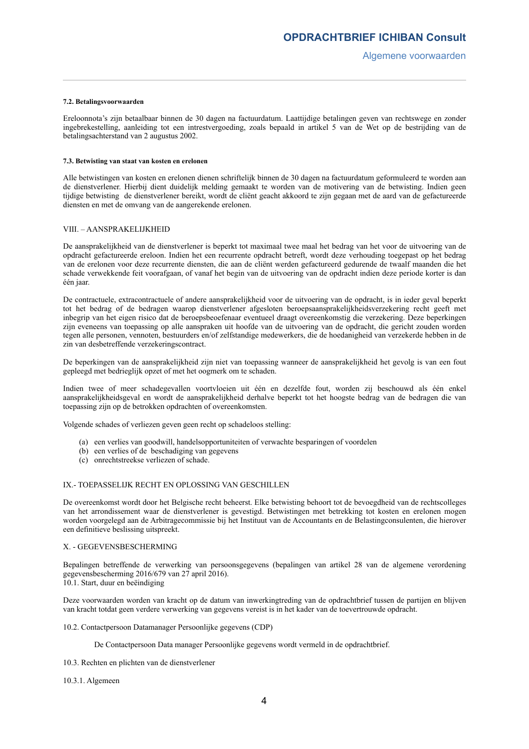**7.2. Betalingsvoorwaarden**

Ereloonnota's zijn betaalbaar binnen de 30 dagen na factuurdatum. Laattijdige betalingen geven van rechtswege en zonder ingebrekestelling, aanleiding tot een intrestvergoeding, zoals bepaald in artikel 5 van de Wet op de bestrijding van de betalingsachterstand van 2 augustus 2002.

**7.3. Betwisting van staat van kosten en erelonen**

Alle betwistingen van kosten en erelonen dienen schriftelijk binnen de 30 dagen na factuurdatum geformuleerd te worden aan de dienstverlener. Hierbij dient duidelijk melding gemaakt te worden van de motivering van de betwisting. Indien geen tijdige betwisting de dienstverlener bereikt, wordt de cliënt geacht akkoord te zijn gegaan met de aard van de gefactureerde diensten en met de omvang van de aangerekende erelonen.

## VIII. – AANSPRAKELIJKHEID

De aansprakelijkheid van de dienstverlener is beperkt tot maximaal twee maal het bedrag van het voor de uitvoering van de opdracht gefactureerde ereloon. Indien het een recurrente opdracht betreft, wordt deze verhouding toegepast op het bedrag van de erelonen voor deze recurrente diensten, die aan de cliënt werden gefactureerd gedurende de twaalf maanden die het schade verwekkende feit voorafgaan, of vanaf het begin van de uitvoering van de opdracht indien deze periode korter is dan één jaar.

De contractuele, extracontractuele of andere aansprakelijkheid voor de uitvoering van de opdracht, is in ieder geval beperkt tot het bedrag of de bedragen waarop dienstverlener afgesloten beroepsaansprakelijkheidsverzekering recht geeft met inbegrip van het eigen risico dat de beroepsbeoefenaar eventueel draagt overeenkomstig die verzekering. Deze beperkingen zijn eveneens van toepassing op alle aanspraken uit hoofde van de uitvoering van de opdracht, die gericht zouden worden tegen alle personen, vennoten, bestuurders en/of zelfstandige medewerkers, die de hoedanigheid van verzekerde hebben in de zin van desbetreffende verzekeringscontract.

De beperkingen van de aansprakelijkheid zijn niet van toepassing wanneer de aansprakelijkheid het gevolg is van een fout gepleegd met bedrieglijk opzet of met het oogmerk om te schaden.

Indien twee of meer schadegevallen voortvloeien uit één en dezelfde fout, worden zij beschouwd als één enkel aansprakelijkheidsgeval en wordt de aansprakelijkheid derhalve beperkt tot het hoogste bedrag van de bedragen die van toepassing zijn op de betrokken opdrachten of overeenkomsten.

Volgende schades of verliezen geven geen recht op schadeloos stelling:

(a) een verlies van goodwill, handelsopportuniteiten of verwachte besparingen of voordelen
(b) een verlies of de beschadiging van gegevens
(c) onrechtstreekse verliezen of schade.

## IX.- TOEPASSELIJK RECHT EN OPLOSSING VAN GESCHILLEN

De overeenkomst wordt door het Belgische recht beheerst. Elke betwisting behoort tot de bevoegdheid van de rechtscolleges van het arrondissement waar de dienstverlener is gevestigd. Betwistingen met betrekking tot kosten en erelonen mogen worden voorgelegd aan de Arbitragecommissie bij het Instituut van de Accountants en de Belastingconsulenten, die hierover een definitieve beslissing uitspreekt.

## X. - GEGEVENSBESCHERMING

Bepalingen betreffende de verwerking van persoonsgegevens (bepalingen van artikel 28 van de algemene verordening gegevensbescherming 2016/679 van 27 april 2016).
10.1. Start, duur en beëindiging

Deze voorwaarden worden van kracht op de datum van inwerkingtreding van de opdrachtbrief tussen de partijen en blijven van kracht totdat geen verdere verwerking van gegevens vereist is in het kader van de toevertrouwde opdracht.

10.2. Contactpersoon Datamanager Persoonlijke gegevens (CDP)

De Contactpersoon Data manager Persoonlijke gegevens wordt vermeld in de opdrachtbrief.

10.3. Rechten en plichten van de dienstverlener

10.3.1. Algemeen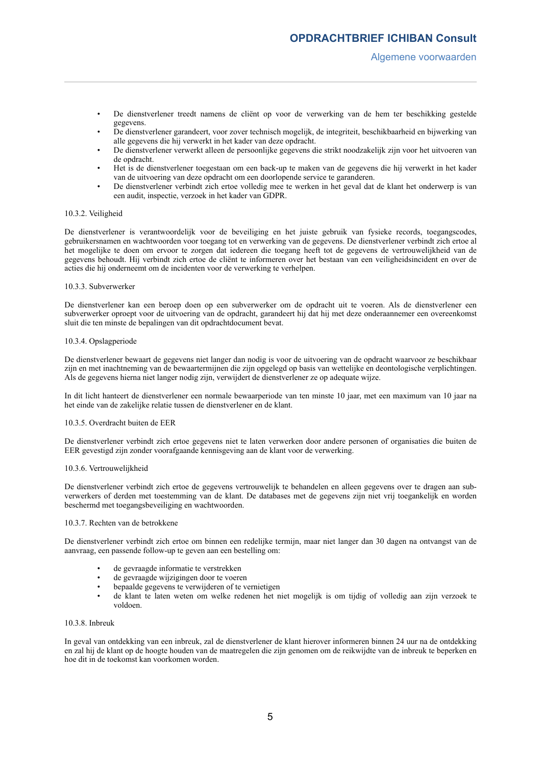- De dienstverlener treedt namens de cliënt op voor de verwerking van de hem ter beschikking gestelde gegevens.
- De dienstverlener garandeert, voor zover technisch mogelijk, de integriteit, beschikbaarheid en bijwerking van alle gegevens die hij verwerkt in het kader van deze opdracht.
- De dienstverlener verwerkt alleen de persoonlijke gegevens die strikt noodzakelijk zijn voor het uitvoeren van de opdracht.
- Het is de dienstverlener toegestaan om een back-up te maken van de gegevens die hij verwerkt in het kader van de uitvoering van deze opdracht om een doorlopende service te garanderen.
- De dienstverlener verbindt zich ertoe volledig mee te werken in het geval dat de klant het onderwerp is van een audit, inspectie, verzoek in het kader van GDPR.

10.3.2. Veiligheid

De dienstverlener is verantwoordelijk voor de beveiliging en het juiste gebruik van fysieke records, toegangscodes, gebruikersnamen en wachtwoorden voor toegang tot en verwerking van de gegevens. De dienstverlener verbindt zich ertoe al het mogelijke te doen om ervoor te zorgen dat iedereen die toegang heeft tot de gegevens de vertrouwelijkheid van de gegevens behoudt. Hij verbindt zich ertoe de cliënt te informeren over het bestaan van een veiligheidsincident en over de acties die hij onderneemt om de incidenten voor de verwerking te verhelpen.

10.3.3. Subverwerker

De dienstverlener kan een beroep doen op een subverwerker om de opdracht uit te voeren. Als de dienstverlener een subverwerker oproept voor de uitvoering van de opdracht, garandeert hij dat hij met deze onderaannemer een overeenkomst sluit die ten minste de bepalingen van dit opdrachtdocument bevat.

10.3.4. Opslagperiode

De dienstverlener bewaart de gegevens niet langer dan nodig is voor de uitvoering van de opdracht waarvoor ze beschikbaar zijn en met inachtneming van de bewaartermijnen die zijn opgelegd op basis van wettelijke en deontologische verplichtingen. Als de gegevens hierna niet langer nodig zijn, verwijdert de dienstverlener ze op adequate wijze.

In dit licht hanteert de dienstverlener een normale bewaarperiode van ten minste 10 jaar, met een maximum van 10 jaar na het einde van de zakelijke relatie tussen de dienstverlener en de klant.

10.3.5. Overdracht buiten de EER

De dienstverlener verbindt zich ertoe gegevens niet te laten verwerken door andere personen of organisaties die buiten de EER gevestigd zijn zonder voorafgaande kennisgeving aan de klant voor de verwerking.

10.3.6. Vertrouwelijkheid

De dienstverlener verbindt zich ertoe de gegevens vertrouwelijk te behandelen en alleen gegevens over te dragen aan sub-verwerkers of derden met toestemming van de klant. De databases met de gegevens zijn niet vrij toegankelijk en worden beschermd met toegangsbeveiliging en wachtwoorden.

10.3.7. Rechten van de betrokkene

De dienstverlener verbindt zich ertoe om binnen een redelijke termijn, maar niet langer dan 30 dagen na ontvangst van de aanvraag, een passende follow-up te geven aan een bestelling om:

- de gevraagde informatie te verstrekken
- de gevraagde wijzigingen door te voeren
- bepaalde gegevens te verwijderen of te vernietigen
- de klant te laten weten om welke redenen het niet mogelijk is om tijdig of volledig aan zijn verzoek te voldoen.

10.3.8. Inbreuk

In geval van ontdekking van een inbreuk, zal de dienstverlener de klant hierover informeren binnen 24 uur na de ontdekking en zal hij de klant op de hoogte houden van de maatregelen die zijn genomen om de reikwijdte van de inbreuk te beperken en hoe dit in de toekomst kan voorkomen worden.